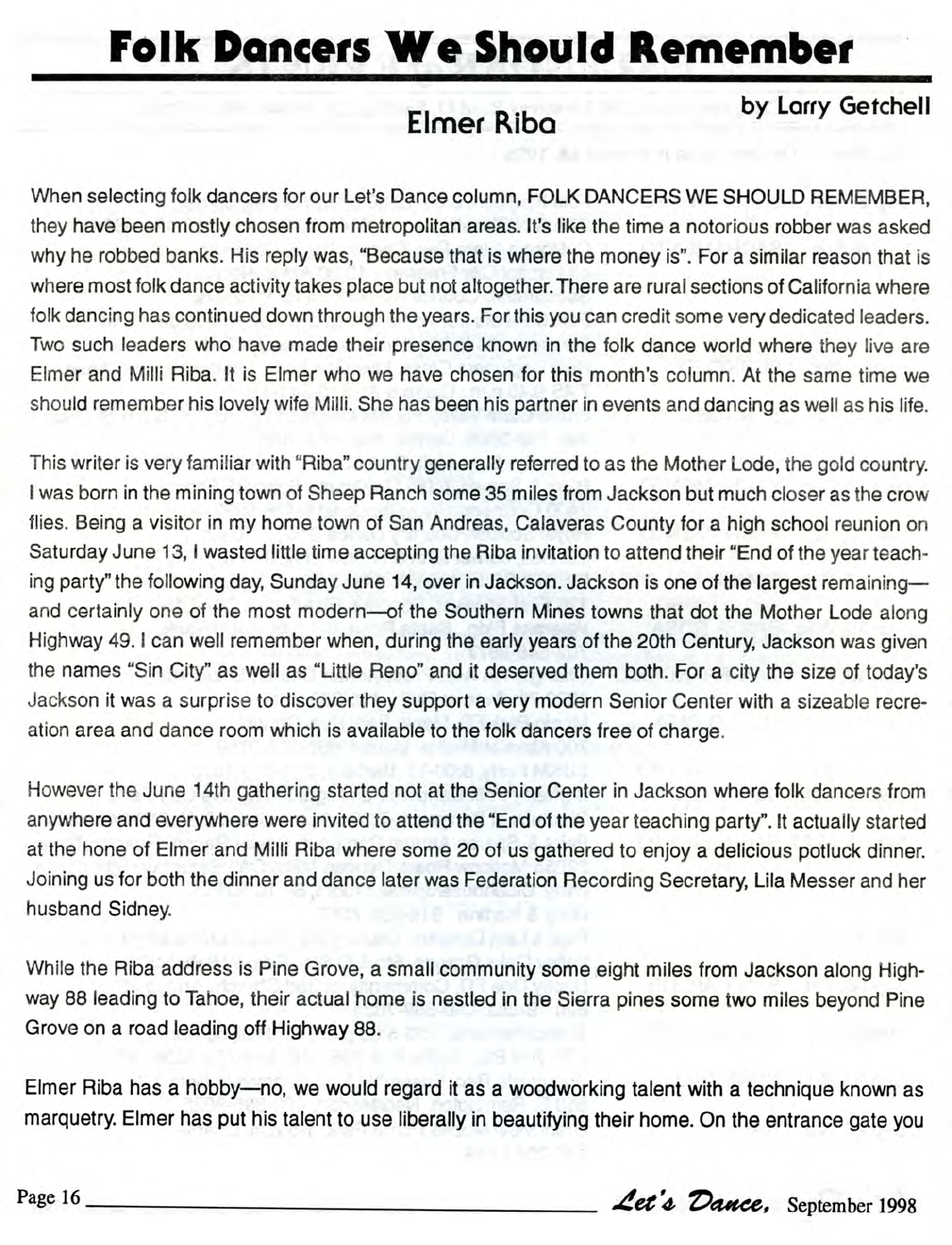# Folk Dancers We Should Remember

## Elmer Riba

by Larry Getchell

When selecting folk dancers for our Let's Dance column, FOLK DANCERS WE SHOULD REMEMBER, they have been mostly chosen from metropolitan areas. It's like the time a notorious robber was asked why he robbed banks. His reply was, "Because that is where the money is". For a similar reason that is where most folk dance activity takes place but not altogether. There are rural sections of California where folk dancing has continued down through the years. For this you can credit some very dedicated leaders. Two such leaders who have made their presence known in the folk dance world where they live are Elmer and Milli Riba. It is Elmer who we have chosen for this month's column. At the same time we should remember his lovely wife Milli. She has been his partner in events and dancing as well as his life.

This writer is very familiar with "Riba" country generally referred to as the Mother Lode, the gold country. I was born in the mining town of Sheep Ranch some 35 miles from Jackson but much closer as the crow flies. Being a visitor in my home town of San Andreas, Calaveras County for a high school reunion on Saturday June 13, I wasted little time accepting the Riba invitation to attend their "End of the year teaching party" the following day, Sunday June 14, over in Jackson. Jackson is one of the largest remaining—and certainly one of the most modern—of the Southern Mines towns that dot the Mother Lode along Highway 49. I can well remember when, during the early years of the 20th Century, Jackson was given the names "Sin City" as well as "Little Reno" and it deserved them both. For a city the size of today's Jackson it was a surprise to discover they support a very modern Senior Center with a sizeable recreation area and dance room which is available to the folk dancers free of charge.

However the June 14th gathering started not at the Senior Center in Jackson where folk dancers from anywhere and everywhere were invited to attend the "End of the year teaching party". It actually started at the hone of Elmer and Milli Riba where some 20 of us gathered to enjoy a delicious potluck dinner. Joining us for both the dinner and dance later was Federation Recording Secretary, Lila Messer and her husband Sidney.

While the Riba address is Pine Grove, a small community some eight miles from Jackson along Highway 88 leading to Tahoe, their actual home is nestled in the Sierra pines some two miles beyond Pine Grove on a road leading off Highway 88.

Elmer Riba has a hobby—no, we would regard it as a woodworking talent with a technique known as marquetry. Elmer has put his talent to use liberally in beautifying their home. On the entrance gate you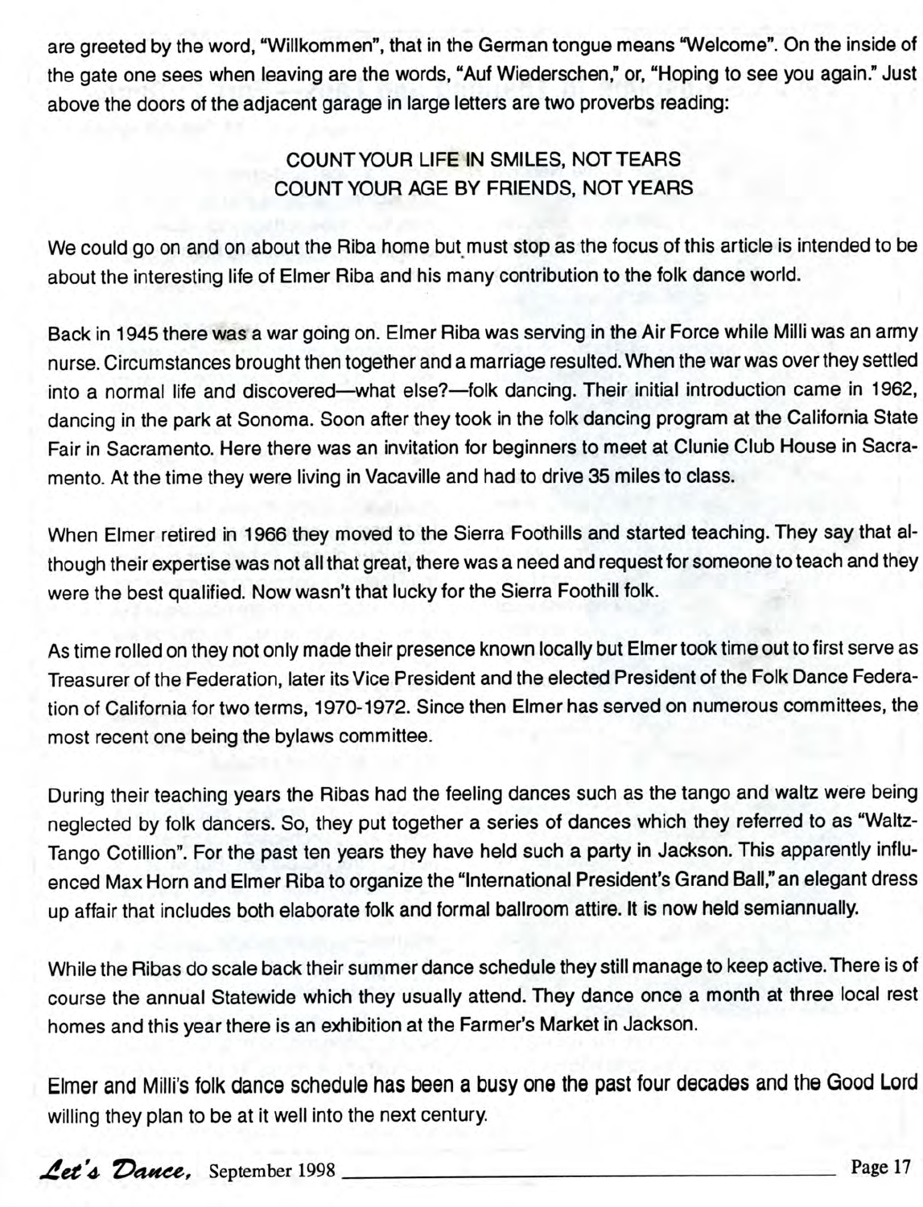are greeted by the word, "Willkommen", that in the German tongue means "Welcome". On the inside of the gate one sees when leaving are the words, "Auf Wiederschen," or, "Hoping to see you again." Just above the doors of the adjacent garage in large letters are two proverbs reading:

COUNT YOUR LIFE IN SMILES, NOT TEARS
COUNT YOUR AGE BY FRIENDS, NOT YEARS

We could go on and on about the Riba home but must stop as the focus of this article is intended to be about the interesting life of Elmer Riba and his many contribution to the folk dance world.

Back in 1945 there was a war going on. Elmer Riba was serving in the Air Force while Milli was an army nurse. Circumstances brought then together and a marriage resulted. When the war was over they settled into a normal life and discovered—what else?—folk dancing. Their initial introduction came in 1962, dancing in the park at Sonoma. Soon after they took in the folk dancing program at the California State Fair in Sacramento. Here there was an invitation for beginners to meet at Clunie Club House in Sacramento. At the time they were living in Vacaville and had to drive 35 miles to class.

When Elmer retired in 1966 they moved to the Sierra Foothills and started teaching. They say that although their expertise was not all that great, there was a need and request for someone to teach and they were the best qualified. Now wasn't that lucky for the Sierra Foothill folk.

As time rolled on they not only made their presence known locally but Elmer took time out to first serve as Treasurer of the Federation, later its Vice President and the elected President of the Folk Dance Federation of California for two terms, 1970-1972. Since then Elmer has served on numerous committees, the most recent one being the bylaws committee.

During their teaching years the Ribas had the feeling dances such as the tango and waltz were being neglected by folk dancers. So, they put together a series of dances which they referred to as "Waltz-Tango Cotillion". For the past ten years they have held such a party in Jackson. This apparently influenced Max Horn and Elmer Riba to organize the "International President's Grand Ball," an elegant dress up affair that includes both elaborate folk and formal ballroom attire. It is now held semiannually.

While the Ribas do scale back their summer dance schedule they still manage to keep active. There is of course the annual Statewide which they usually attend. They dance once a month at three local rest homes and this year there is an exhibition at the Farmer's Market in Jackson.

Elmer and Milli's folk dance schedule has been a busy one the past four decades and the Good Lord willing they plan to be at it well into the next century.